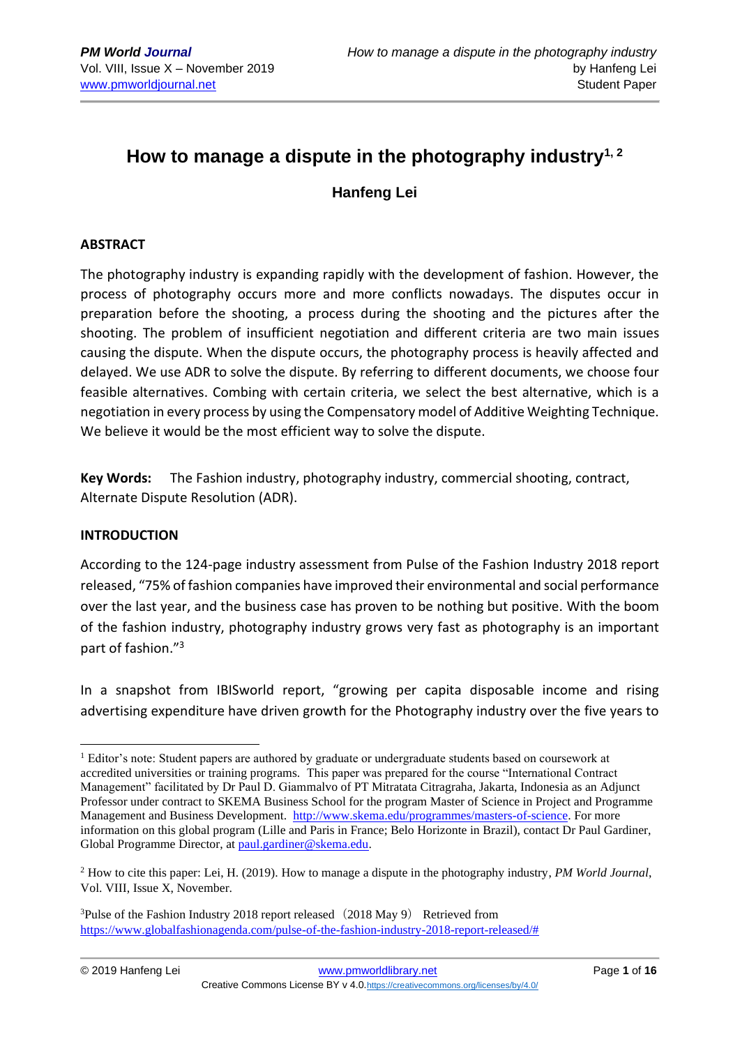# How to manage a dispute in the photography industry[1, 2]

**Hanfeng Lei**

## ABSTRACT

The photography industry is expanding rapidly with the development of fashion. However, the process of photography occurs more and more conflicts nowadays. The disputes occur in preparation before the shooting, a process during the shooting and the pictures after the shooting. The problem of insufficient negotiation and different criteria are two main issues causing the dispute. When the dispute occurs, the photography process is heavily affected and delayed. We use ADR to solve the dispute. By referring to different documents, we choose four feasible alternatives. Combing with certain criteria, we select the best alternative, which is a negotiation in every process by using the Compensatory model of Additive Weighting Technique. We believe it would be the most efficient way to solve the dispute.

**Key Words:** The Fashion industry, photography industry, commercial shooting, contract, Alternate Dispute Resolution (ADR).

## INTRODUCTION

According to the 124-page industry assessment from Pulse of the Fashion Industry 2018 report released, "75% of fashion companies have improved their environmental and social performance over the last year, and the business case has proven to be nothing but positive. With the boom of the fashion industry, photography industry grows very fast as photography is an important part of fashion."[3]

In a snapshot from IBISworld report, "growing per capita disposable income and rising advertising expenditure have driven growth for the Photography industry over the five years to

---

[1] Editor's note: Student papers are authored by graduate or undergraduate students based on coursework at accredited universities or training programs. This paper was prepared for the course "International Contract Management" facilitated by Dr Paul D. Giammalvo of PT Mitratata Citragraha, Jakarta, Indonesia as an Adjunct Professor under contract to SKEMA Business School for the program Master of Science in Project and Programme Management and Business Development. http://www.skema.edu/programmes/masters-of-science. For more information on this global program (Lille and Paris in France; Belo Horizonte in Brazil), contact Dr Paul Gardiner, Global Programme Director, at paul.gardiner@skema.edu.

[2] How to cite this paper: Lei, H. (2019). How to manage a dispute in the photography industry, *PM World Journal*, Vol. VIII, Issue X, November.

[3] Pulse of the Fashion Industry 2018 report released（2018 May 9） Retrieved from https://www.globalfashionagenda.com/pulse-of-the-fashion-industry-2018-report-released/#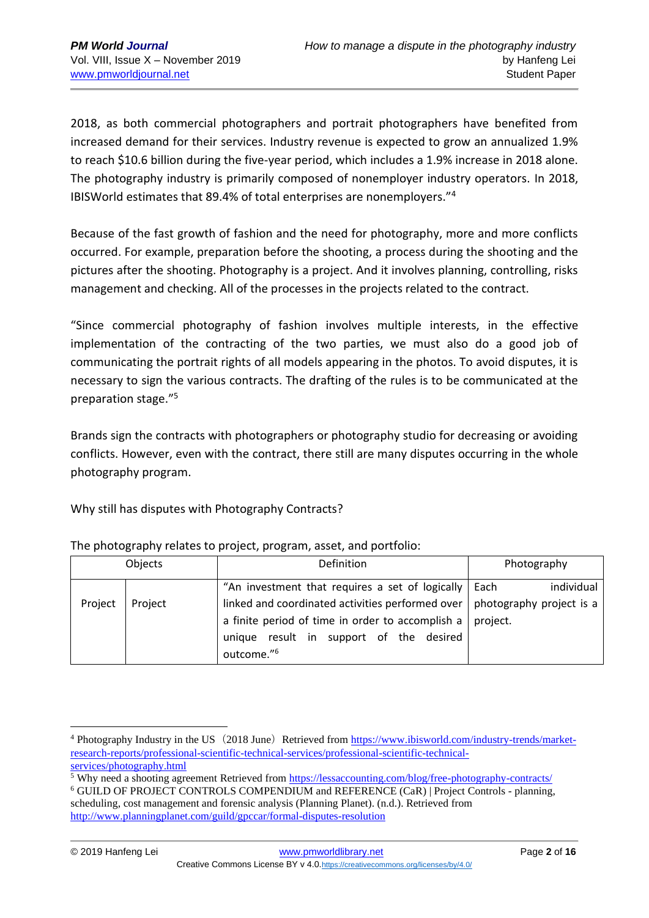2018, as both commercial photographers and portrait photographers have benefited from increased demand for their services. Industry revenue is expected to grow an annualized 1.9% to reach $10.6 billion during the five-year period, which includes a 1.9% increase in 2018 alone. The photography industry is primarily composed of nonemployer industry operators. In 2018, IBISWorld estimates that 89.4% of total enterprises are nonemployers."[4]

Because of the fast growth of fashion and the need for photography, more and more conflicts occurred. For example, preparation before the shooting, a process during the shooting and the pictures after the shooting. Photography is a project. And it involves planning, controlling, risks management and checking. All of the processes in the projects related to the contract.

"Since commercial photography of fashion involves multiple interests, in the effective implementation of the contracting of the two parties, we must also do a good job of communicating the portrait rights of all models appearing in the photos. To avoid disputes, it is necessary to sign the various contracts. The drafting of the rules is to be communicated at the preparation stage."[5]

Brands sign the contracts with photographers or photography studio for decreasing or avoiding conflicts. However, even with the contract, there still are many disputes occurring in the whole photography program.

Why still has disputes with Photography Contracts?

The photography relates to project, program, asset, and portfolio:

| Objects | | Definition | Photography |
|---|---|---|---|
| Project | Project | "An investment that requires a set of logically linked and coordinated activities performed over a finite period of time in order to accomplish a unique result in support of the desired outcome."[6] | Each individual photography project is a project. |

[4] Photography Industry in the US（2018 June）Retrieved from https://www.ibisworld.com/industry-trends/market-research-reports/professional-scientific-technical-services/professional-scientific-technical-services/photography.html

[5] Why need a shooting agreement Retrieved from https://lessaccounting.com/blog/free-photography-contracts/

[6] GUILD OF PROJECT CONTROLS COMPENDIUM and REFERENCE (CaR) | Project Controls - planning, scheduling, cost management and forensic analysis (Planning Planet). (n.d.). Retrieved from http://www.planningplanet.com/guild/gpccar/formal-disputes-resolution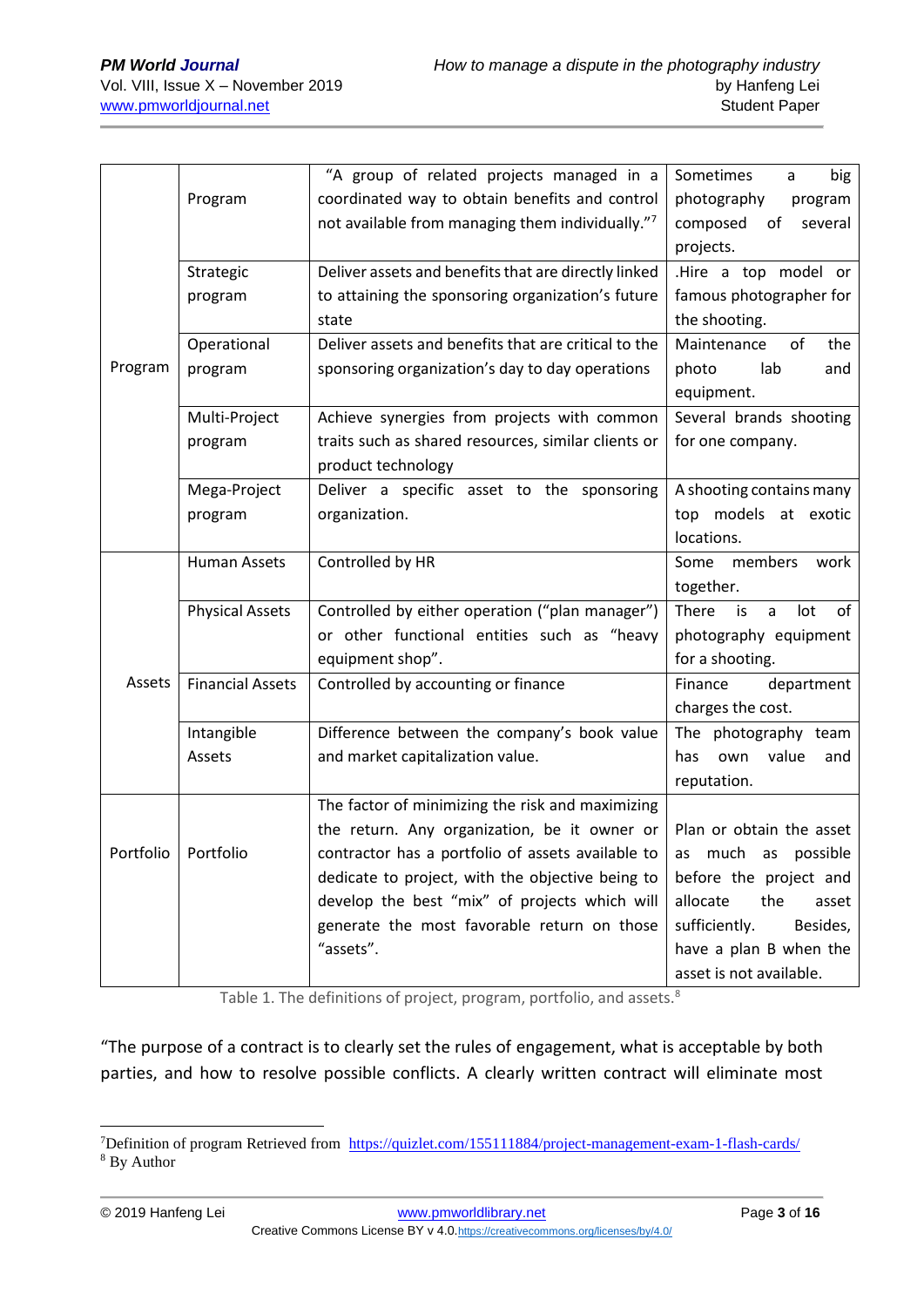| | | | |
|---|---|---|---|
| Program | Program | "A group of related projects managed in a coordinated way to obtain benefits and control not available from managing them individually."[7] | Sometimes a big photography program composed of several projects. |
| | Strategic program | Deliver assets and benefits that are directly linked to attaining the sponsoring organization's future state | .Hire a top model or famous photographer for the shooting. |
| | Operational program | Deliver assets and benefits that are critical to the sponsoring organization's day to day operations | Maintenance of the photo lab and equipment. |
| | Multi-Project program | Achieve synergies from projects with common traits such as shared resources, similar clients or product technology | Several brands shooting for one company. |
| | Mega-Project program | Deliver a specific asset to the sponsoring organization. | A shooting contains many top models at exotic locations. |
| Assets | Human Assets | Controlled by HR | Some members work together. |
| | Physical Assets | Controlled by either operation ("plan manager") or other functional entities such as "heavy equipment shop". | There is a lot of photography equipment for a shooting. |
| | Financial Assets | Controlled by accounting or finance | Finance department charges the cost. |
| | Intangible Assets | Difference between the company's book value and market capitalization value. | The photography team has own value and reputation. |
| Portfolio | Portfolio | The factor of minimizing the risk and maximizing the return. Any organization, be it owner or contractor has a portfolio of assets available to dedicate to project, with the objective being to develop the best "mix" of projects which will generate the most favorable return on those "assets". | Plan or obtain the asset as much as possible before the project and allocate the asset sufficiently. Besides, have a plan B when the asset is not available. |

Table 1. The definitions of project, program, portfolio, and assets.[8]

"The purpose of a contract is to clearly set the rules of engagement, what is acceptable by both parties, and how to resolve possible conflicts. A clearly written contract will eliminate most

[7]Definition of program Retrieved from https://quizlet.com/155111884/project-management-exam-1-flash-cards/

[8] By Author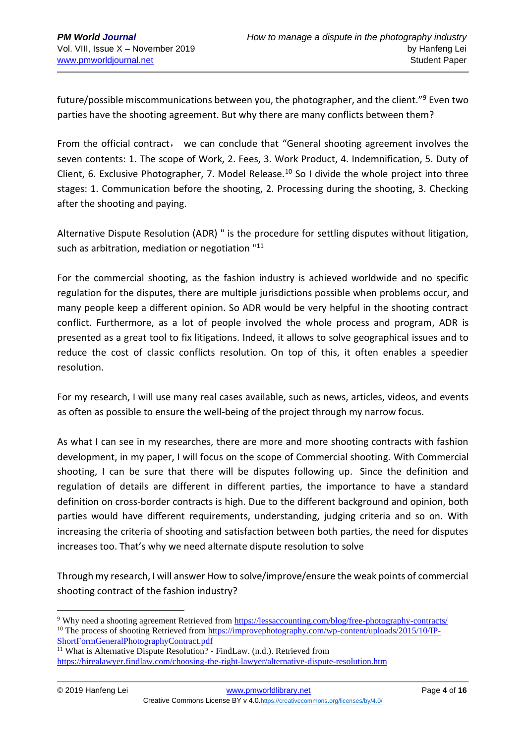future/possible miscommunications between you, the photographer, and the client."[9] Even two parties have the shooting agreement. But why there are many conflicts between them?

From the official contract， we can conclude that "General shooting agreement involves the seven contents: 1. The scope of Work, 2. Fees, 3. Work Product, 4. Indemnification, 5. Duty of Client, 6. Exclusive Photographer, 7. Model Release.[10] So I divide the whole project into three stages: 1. Communication before the shooting, 2. Processing during the shooting, 3. Checking after the shooting and paying.

Alternative Dispute Resolution (ADR) " is the procedure for settling disputes without litigation, such as arbitration, mediation or negotiation "[11]

For the commercial shooting, as the fashion industry is achieved worldwide and no specific regulation for the disputes, there are multiple jurisdictions possible when problems occur, and many people keep a different opinion. So ADR would be very helpful in the shooting contract conflict. Furthermore, as a lot of people involved the whole process and program, ADR is presented as a great tool to fix litigations. Indeed, it allows to solve geographical issues and to reduce the cost of classic conflicts resolution. On top of this, it often enables a speedier resolution.

For my research, I will use many real cases available, such as news, articles, videos, and events as often as possible to ensure the well-being of the project through my narrow focus.

As what I can see in my researches, there are more and more shooting contracts with fashion development, in my paper, I will focus on the scope of Commercial shooting. With Commercial shooting, I can be sure that there will be disputes following up. Since the definition and regulation of details are different in different parties, the importance to have a standard definition on cross-border contracts is high. Due to the different background and opinion, both parties would have different requirements, understanding, judging criteria and so on. With increasing the criteria of shooting and satisfaction between both parties, the need for disputes increases too. That's why we need alternate dispute resolution to solve

Through my research, I will answer How to solve/improve/ensure the weak points of commercial shooting contract of the fashion industry?

---

[9] Why need a shooting agreement Retrieved from https://lessaccounting.com/blog/free-photography-contracts/

[10] The process of shooting Retrieved from https://improvephotography.com/wp-content/uploads/2015/10/IP-ShortFormGeneralPhotographyContract.pdf

[11] What is Alternative Dispute Resolution? - FindLaw. (n.d.). Retrieved from https://hirealawyer.findlaw.com/choosing-the-right-lawyer/alternative-dispute-resolution.htm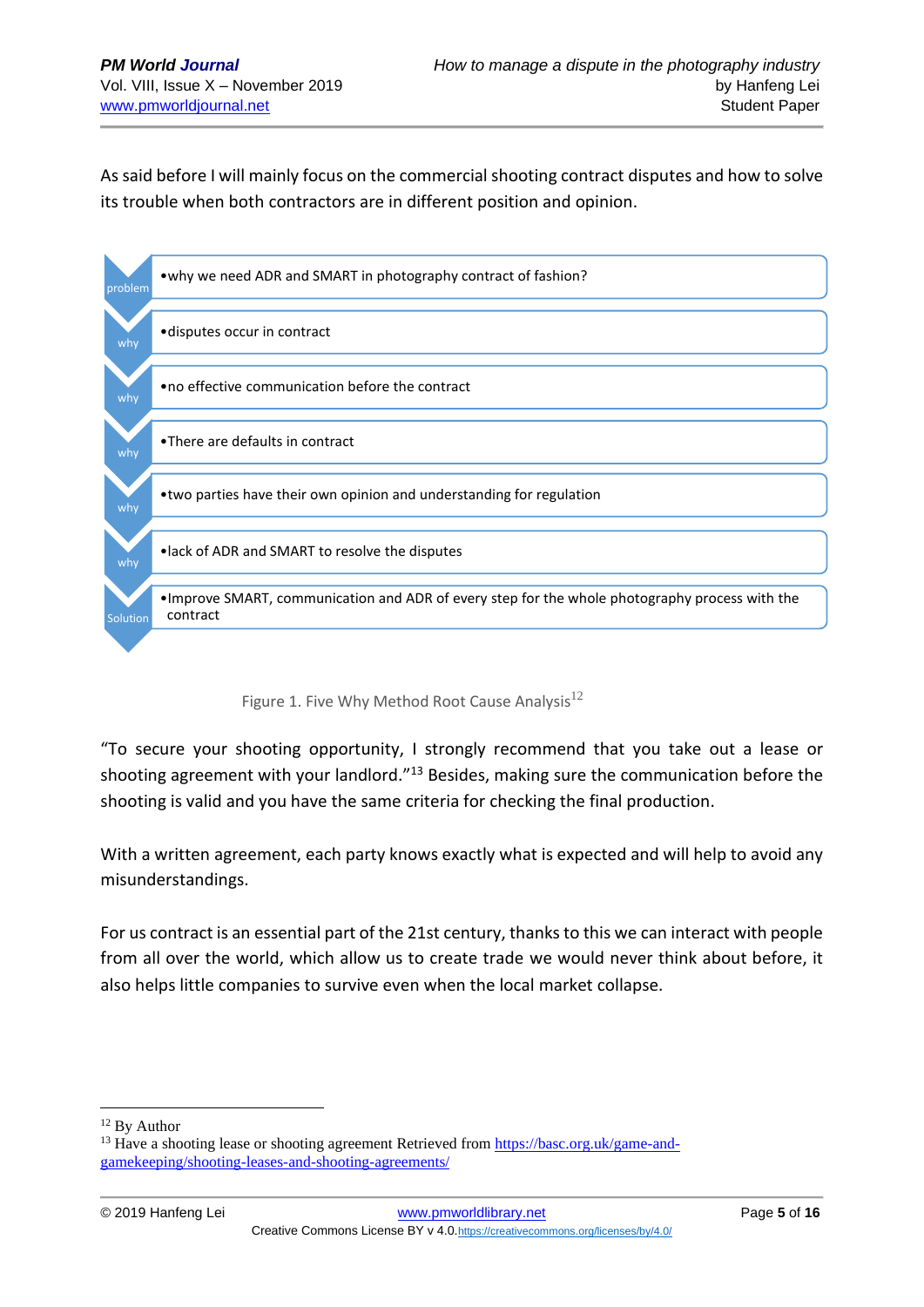As said before I will mainly focus on the commercial shooting contract disputes and how to solve its trouble when both contractors are in different position and opinion.

| | |
|---|---|
| problem | • why we need ADR and SMART in photography contract of fashion? |
| why | • disputes occur in contract |
| why | • no effective communication before the contract |
| why | • There are defaults in contract |
| why | • two parties have their own opinion and understanding for regulation |
| why | • lack of ADR and SMART to resolve the disputes |
| Solution | • Improve SMART, communication and ADR of every step for the whole photography process with the contract |

Figure 1. Five Why Method Root Cause Analysis[12]

"To secure your shooting opportunity, I strongly recommend that you take out a lease or shooting agreement with your landlord."[13] Besides, making sure the communication before the shooting is valid and you have the same criteria for checking the final production.

With a written agreement, each party knows exactly what is expected and will help to avoid any misunderstandings.

For us contract is an essential part of the 21st century, thanks to this we can interact with people from all over the world, which allow us to create trade we would never think about before, it also helps little companies to survive even when the local market collapse.

---

[12] By Author

[13] Have a shooting lease or shooting agreement Retrieved from https://basc.org.uk/game-and-gamekeeping/shooting-leases-and-shooting-agreements/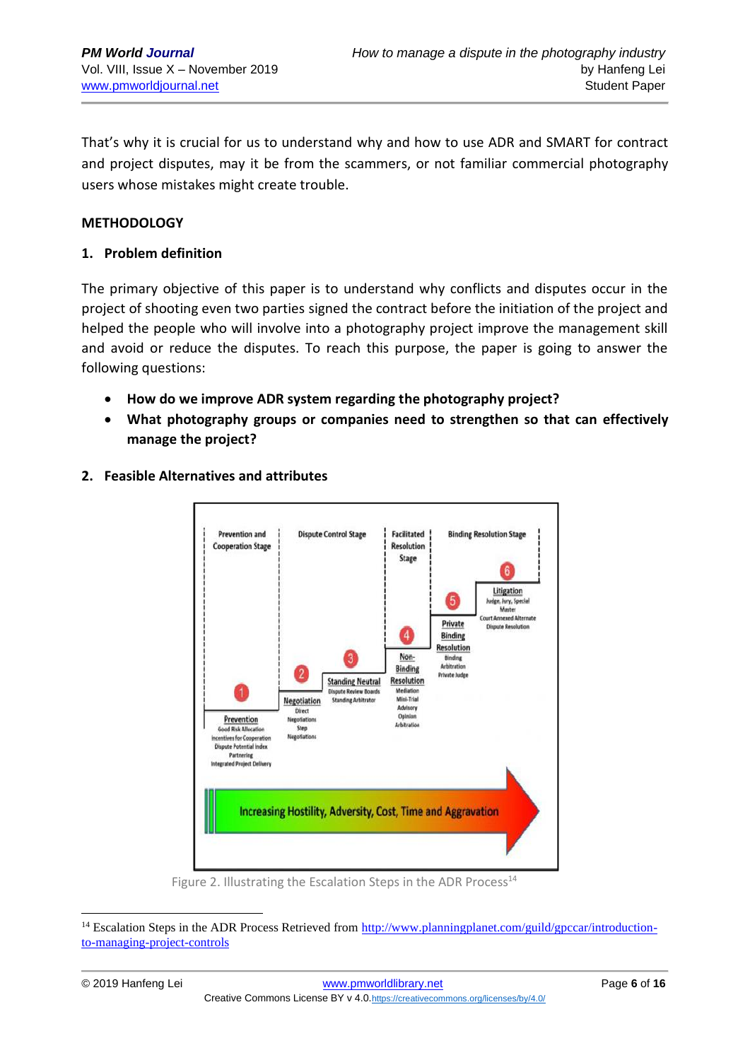That's why it is crucial for us to understand why and how to use ADR and SMART for contract and project disputes, may it be from the scammers, or not familiar commercial photography users whose mistakes might create trouble.

## METHODOLOGY

### 1. Problem definition

The primary objective of this paper is to understand why conflicts and disputes occur in the project of shooting even two parties signed the contract before the initiation of the project and helped the people who will involve into a photography project improve the management skill and avoid or reduce the disputes. To reach this purpose, the paper is going to answer the following questions:

- **How do we improve ADR system regarding the photography project?**
- **What photography groups or companies need to strengthen so that can effectively manage the project?**

### 2. Feasible Alternatives and attributes

Figure 2. Illustrating the Escalation Steps in the ADR Process[14]

---

[14] Escalation Steps in the ADR Process Retrieved from http://www.planningplanet.com/guild/gpccar/introduction-to-managing-project-controls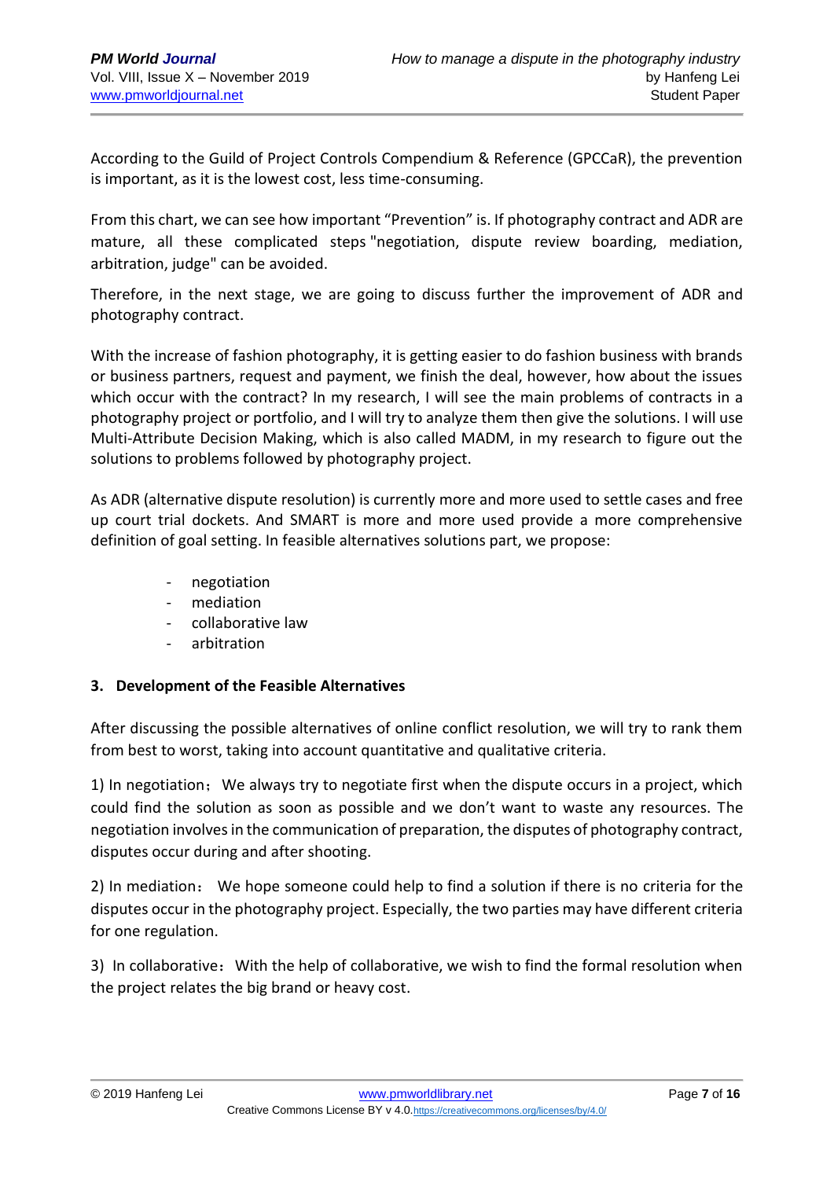According to the Guild of Project Controls Compendium & Reference (GPCCaR), the prevention is important, as it is the lowest cost, less time-consuming.

From this chart, we can see how important "Prevention" is. If photography contract and ADR are mature, all these complicated steps "negotiation, dispute review boarding, mediation, arbitration, judge" can be avoided.

Therefore, in the next stage, we are going to discuss further the improvement of ADR and photography contract.

With the increase of fashion photography, it is getting easier to do fashion business with brands or business partners, request and payment, we finish the deal, however, how about the issues which occur with the contract? In my research, I will see the main problems of contracts in a photography project or portfolio, and I will try to analyze them then give the solutions. I will use Multi-Attribute Decision Making, which is also called MADM, in my research to figure out the solutions to problems followed by photography project.

As ADR (alternative dispute resolution) is currently more and more used to settle cases and free up court trial dockets. And SMART is more and more used provide a more comprehensive definition of goal setting. In feasible alternatives solutions part, we propose:

- negotiation
- mediation
- collaborative law
- arbitration

### 3. Development of the Feasible Alternatives

After discussing the possible alternatives of online conflict resolution, we will try to rank them from best to worst, taking into account quantitative and qualitative criteria.

1) In negotiation：We always try to negotiate first when the dispute occurs in a project, which could find the solution as soon as possible and we don't want to waste any resources. The negotiation involves in the communication of preparation, the disputes of photography contract, disputes occur during and after shooting.

2) In mediation： We hope someone could help to find a solution if there is no criteria for the disputes occur in the photography project. Especially, the two parties may have different criteria for one regulation.

3) In collaborative：With the help of collaborative, we wish to find the formal resolution when the project relates the big brand or heavy cost.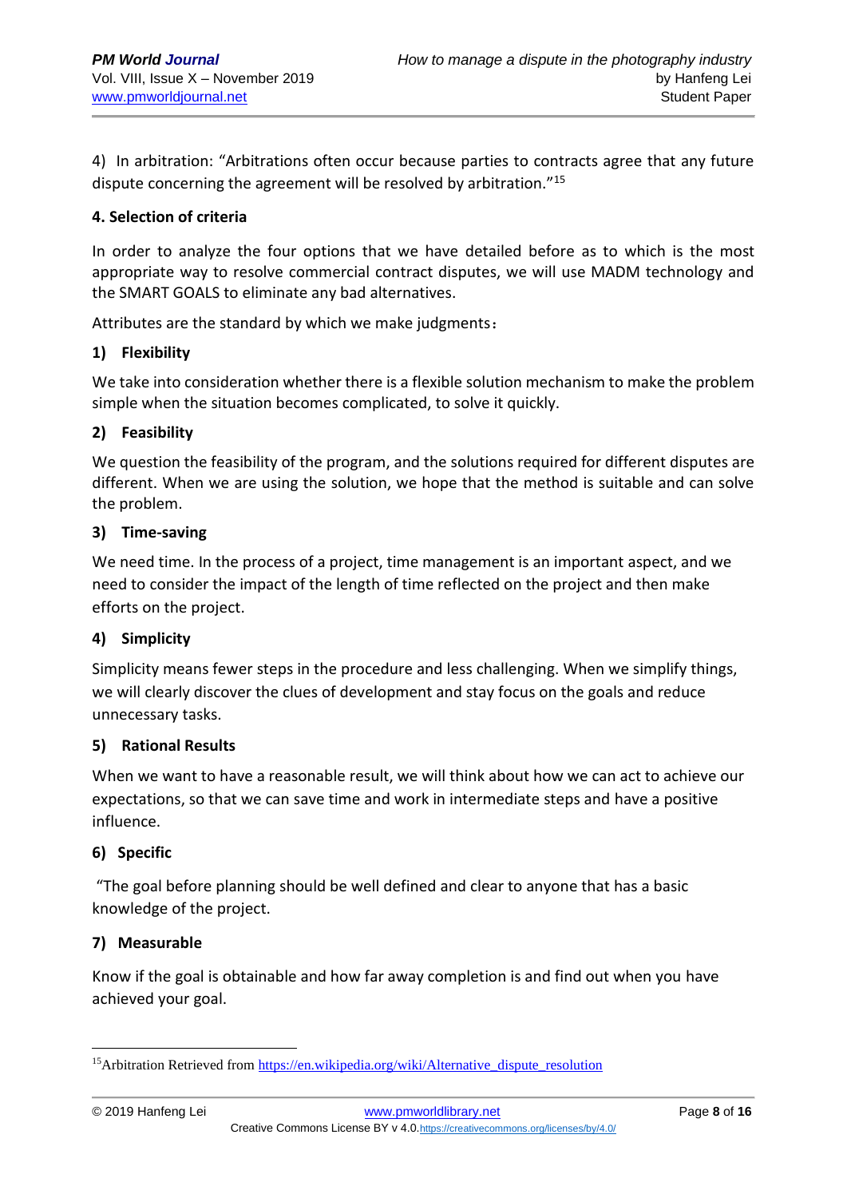4) In arbitration: "Arbitrations often occur because parties to contracts agree that any future dispute concerning the agreement will be resolved by arbitration."[15]

**4. Selection of criteria**

In order to analyze the four options that we have detailed before as to which is the most appropriate way to resolve commercial contract disputes, we will use MADM technology and the SMART GOALS to eliminate any bad alternatives.

Attributes are the standard by which we make judgments：

**1) Flexibility**

We take into consideration whether there is a flexible solution mechanism to make the problem simple when the situation becomes complicated, to solve it quickly.

**2) Feasibility**

We question the feasibility of the program, and the solutions required for different disputes are different. When we are using the solution, we hope that the method is suitable and can solve the problem.

**3) Time-saving**

We need time. In the process of a project, time management is an important aspect, and we need to consider the impact of the length of time reflected on the project and then make efforts on the project.

**4) Simplicity**

Simplicity means fewer steps in the procedure and less challenging. When we simplify things, we will clearly discover the clues of development and stay focus on the goals and reduce unnecessary tasks.

**5) Rational Results**

When we want to have a reasonable result, we will think about how we can act to achieve our expectations, so that we can save time and work in intermediate steps and have a positive influence.

**6) Specific**

"The goal before planning should be well defined and clear to anyone that has a basic knowledge of the project.

**7) Measurable**

Know if the goal is obtainable and how far away completion is and find out when you have achieved your goal.

---

[15]Arbitration Retrieved from https://en.wikipedia.org/wiki/Alternative_dispute_resolution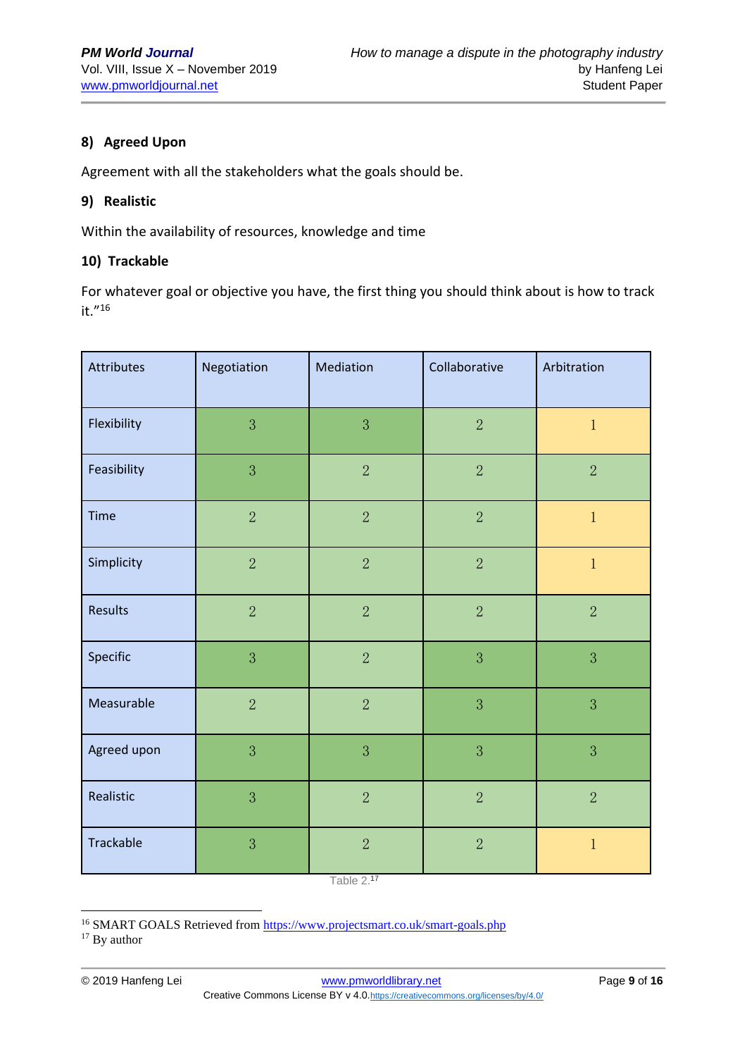### 8) Agreed Upon

Agreement with all the stakeholders what the goals should be.

### 9) Realistic

Within the availability of resources, knowledge and time

### 10) Trackable

For whatever goal or objective you have, the first thing you should think about is how to track it."[16]

| Attributes | Negotiation | Mediation | Collaborative | Arbitration |
|---|---|---|---|---|
| Flexibility | 3 | 3 | 2 | 1 |
| Feasibility | 3 | 2 | 2 | 2 |
| Time | 2 | 2 | 2 | 1 |
| Simplicity | 2 | 2 | 2 | 1 |
| Results | 2 | 2 | 2 | 2 |
| Specific | 3 | 2 | 3 | 3 |
| Measurable | 2 | 2 | 3 | 3 |
| Agreed upon | 3 | 3 | 3 | 3 |
| Realistic | 3 | 2 | 2 | 2 |
| Trackable | 3 | 2 | 2 | 1 |

Table 2.[17]

---

[16] SMART GOALS Retrieved from https://www.projectsmart.co.uk/smart-goals.php

[17] By author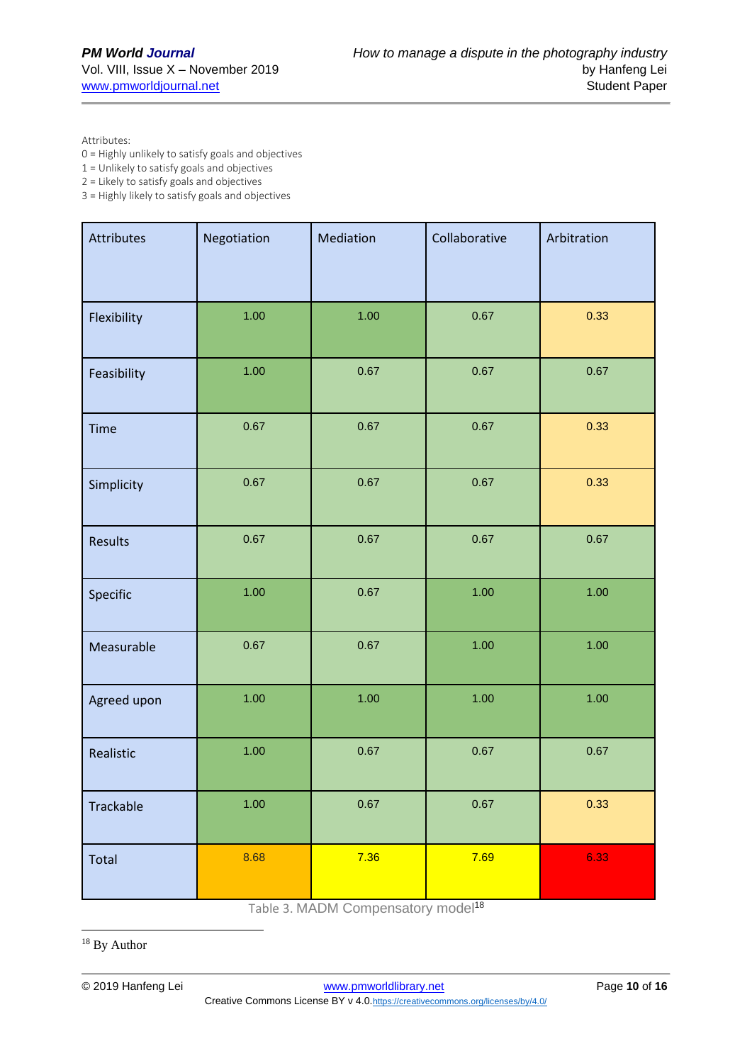Attributes:
0 = Highly unlikely to satisfy goals and objectives
1 = Unlikely to satisfy goals and objectives
2 = Likely to satisfy goals and objectives
3 = Highly likely to satisfy goals and objectives

| Attributes | Negotiation | Mediation | Collaborative | Arbitration |
|---|---|---|---|---|
| Flexibility | 1.00 | 1.00 | 0.67 | 0.33 |
| Feasibility | 1.00 | 0.67 | 0.67 | 0.67 |
| Time | 0.67 | 0.67 | 0.67 | 0.33 |
| Simplicity | 0.67 | 0.67 | 0.67 | 0.33 |
| Results | 0.67 | 0.67 | 0.67 | 0.67 |
| Specific | 1.00 | 0.67 | 1.00 | 1.00 |
| Measurable | 0.67 | 0.67 | 1.00 | 1.00 |
| Agreed upon | 1.00 | 1.00 | 1.00 | 1.00 |
| Realistic | 1.00 | 0.67 | 0.67 | 0.67 |
| Trackable | 1.00 | 0.67 | 0.67 | 0.33 |
| Total | 8.68 | 7.36 | 7.69 | 6.33 |

Table 3. MADM Compensatory model[18]

[18] By Author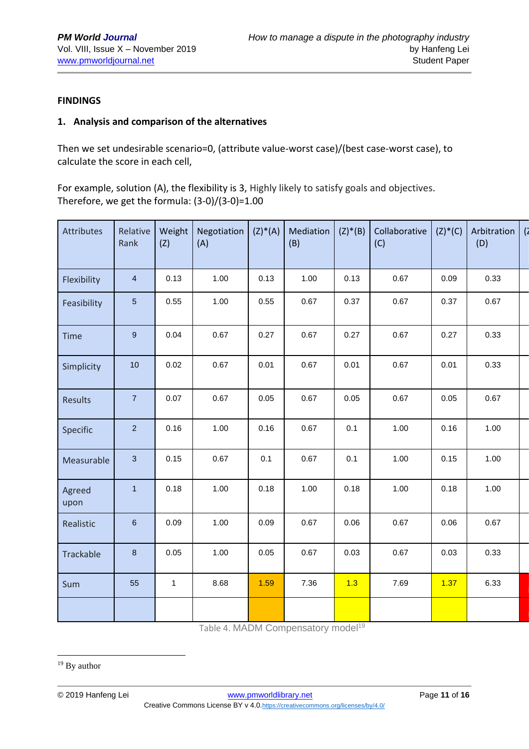## FINDINGS

### 1. Analysis and comparison of the alternatives

Then we set undesirable scenario=0, (attribute value-worst case)/(best case-worst case), to calculate the score in each cell,

For example, solution (A), the flexibility is 3, Highly likely to satisfy goals and objectives. Therefore, we get the formula: (3-0)/(3-0)=1.00

| Attributes | Relative Rank | Weight (Z) | Negotiation (A) | (Z)*(A) | Mediation (B) | (Z)*(B) | Collaborative (C) | (Z)*(C) | Arbitration (D) | (Z |
|---|---|---|---|---|---|---|---|---|---|---|
| Flexibility | 4 | 0.13 | 1.00 | 0.13 | 1.00 | 0.13 | 0.67 | 0.09 | 0.33 | |
| Feasibility | 5 | 0.55 | 1.00 | 0.55 | 0.67 | 0.37 | 0.67 | 0.37 | 0.67 | |
| Time | 9 | 0.04 | 0.67 | 0.27 | 0.67 | 0.27 | 0.67 | 0.27 | 0.33 | |
| Simplicity | 10 | 0.02 | 0.67 | 0.01 | 0.67 | 0.01 | 0.67 | 0.01 | 0.33 | |
| Results | 7 | 0.07 | 0.67 | 0.05 | 0.67 | 0.05 | 0.67 | 0.05 | 0.67 | |
| Specific | 2 | 0.16 | 1.00 | 0.16 | 0.67 | 0.1 | 1.00 | 0.16 | 1.00 | |
| Measurable | 3 | 0.15 | 0.67 | 0.1 | 0.67 | 0.1 | 1.00 | 0.15 | 1.00 | |
| Agreed upon | 1 | 0.18 | 1.00 | 0.18 | 1.00 | 0.18 | 1.00 | 0.18 | 1.00 | |
| Realistic | 6 | 0.09 | 1.00 | 0.09 | 0.67 | 0.06 | 0.67 | 0.06 | 0.67 | |
| Trackable | 8 | 0.05 | 1.00 | 0.05 | 0.67 | 0.03 | 0.67 | 0.03 | 0.33 | |
| Sum | 55 | 1 | 8.68 | 1.59 | 7.36 | 1.3 | 7.69 | 1.37 | 6.33 | |
| | | | | | | | | | | |

Table 4. MADM Compensatory model[19]

[19] By author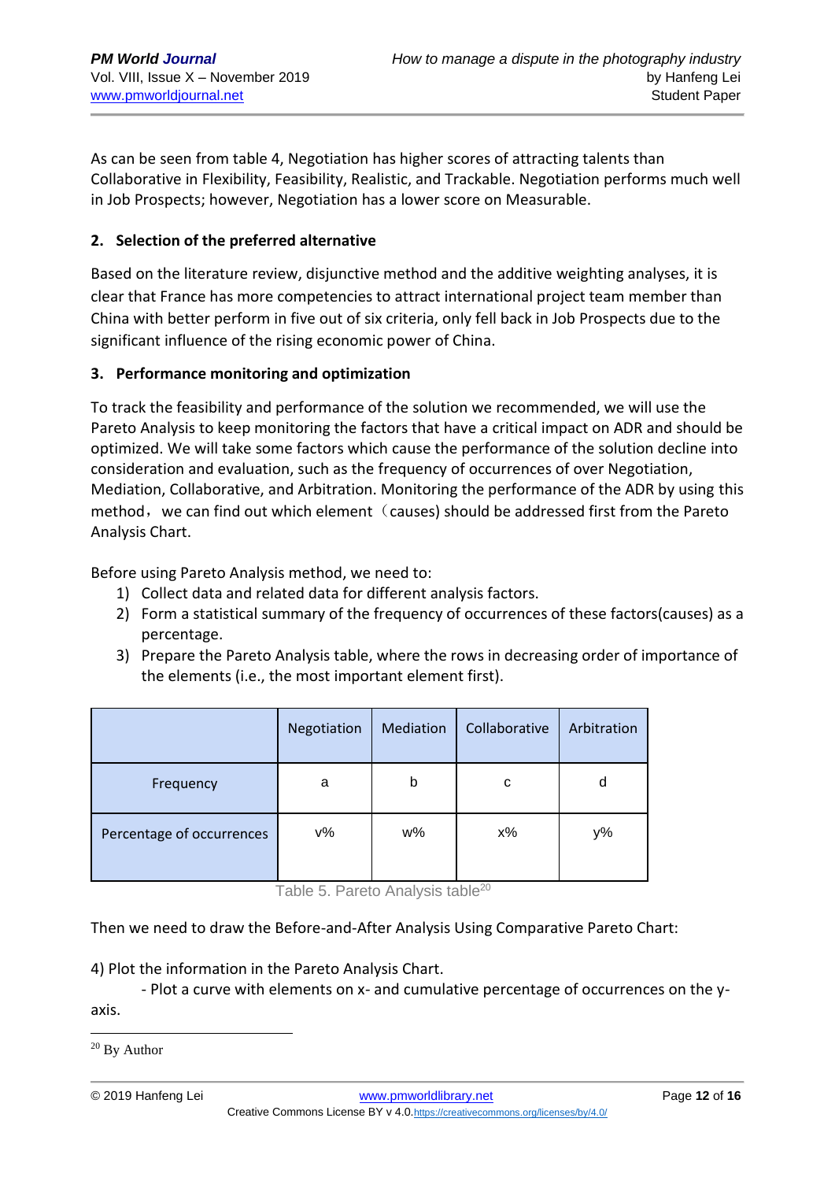As can be seen from table 4, Negotiation has higher scores of attracting talents than Collaborative in Flexibility, Feasibility, Realistic, and Trackable. Negotiation performs much well in Job Prospects; however, Negotiation has a lower score on Measurable.

## 2. Selection of the preferred alternative

Based on the literature review, disjunctive method and the additive weighting analyses, it is clear that France has more competencies to attract international project team member than China with better perform in five out of six criteria, only fell back in Job Prospects due to the significant influence of the rising economic power of China.

## 3. Performance monitoring and optimization

To track the feasibility and performance of the solution we recommended, we will use the Pareto Analysis to keep monitoring the factors that have a critical impact on ADR and should be optimized. We will take some factors which cause the performance of the solution decline into consideration and evaluation, such as the frequency of occurrences of over Negotiation, Mediation, Collaborative, and Arbitration. Monitoring the performance of the ADR by using this method， we can find out which element（causes) should be addressed first from the Pareto Analysis Chart.

Before using Pareto Analysis method, we need to:

1) Collect data and related data for different analysis factors.
2) Form a statistical summary of the frequency of occurrences of these factors(causes) as a percentage.
3) Prepare the Pareto Analysis table, where the rows in decreasing order of importance of the elements (i.e., the most important element first).

| | Negotiation | Mediation | Collaborative | Arbitration |
|---|---|---|---|---|
| Frequency | a | b | c | d |
| Percentage of occurrences | v% | w% | x% | y% |

Table 5. Pareto Analysis table[20]

Then we need to draw the Before-and-After Analysis Using Comparative Pareto Chart:

4) Plot the information in the Pareto Analysis Chart.

- Plot a curve with elements on x- and cumulative percentage of occurrences on the y-axis.

[20] By Author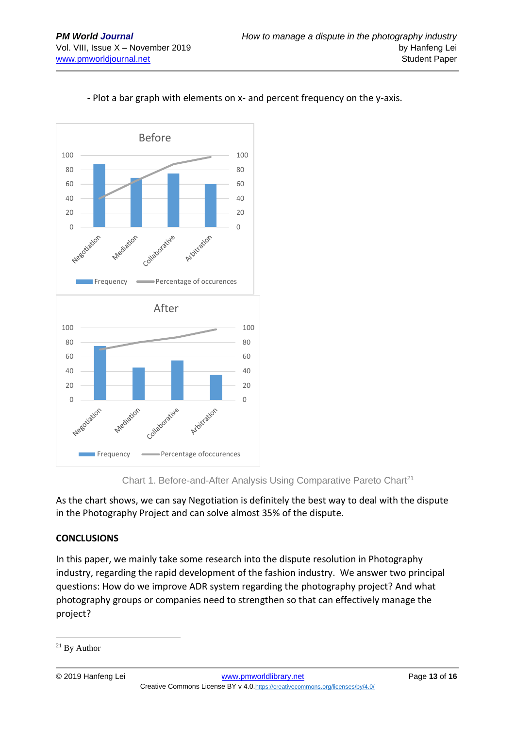- Plot a bar graph with elements on x- and percent frequency on the y-axis.

Chart 1. Before-and-After Analysis Using Comparative Pareto Chart[21]

As the chart shows, we can say Negotiation is definitely the best way to deal with the dispute in the Photography Project and can solve almost 35% of the dispute.

## CONCLUSIONS

In this paper, we mainly take some research into the dispute resolution in Photography industry, regarding the rapid development of the fashion industry. We answer two principal questions: How do we improve ADR system regarding the photography project? And what photography groups or companies need to strengthen so that can effectively manage the project?

---

[21] By Author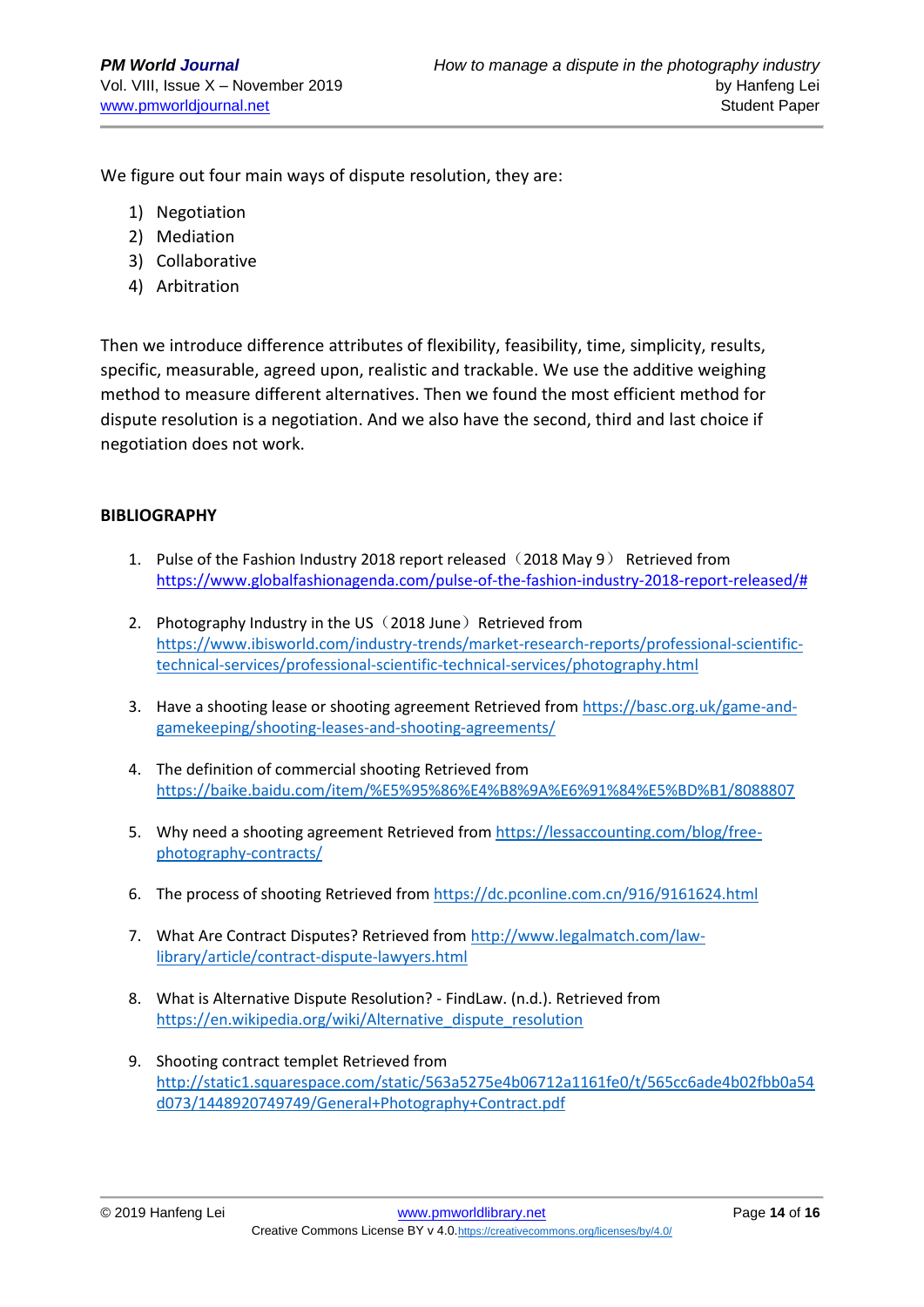We figure out four main ways of dispute resolution, they are:

1) Negotiation
2) Mediation
3) Collaborative
4) Arbitration

Then we introduce difference attributes of flexibility, feasibility, time, simplicity, results, specific, measurable, agreed upon, realistic and trackable. We use the additive weighing method to measure different alternatives. Then we found the most efficient method for dispute resolution is a negotiation. And we also have the second, third and last choice if negotiation does not work.

**BIBLIOGRAPHY**

1. Pulse of the Fashion Industry 2018 report released（2018 May 9） Retrieved from https://www.globalfashionagenda.com/pulse-of-the-fashion-industry-2018-report-released/#

2. Photography Industry in the US（2018 June）Retrieved from https://www.ibisworld.com/industry-trends/market-research-reports/professional-scientific-technical-services/professional-scientific-technical-services/photography.html

3. Have a shooting lease or shooting agreement Retrieved from https://basc.org.uk/game-and-gamekeeping/shooting-leases-and-shooting-agreements/

4. The definition of commercial shooting Retrieved from https://baike.baidu.com/item/%E5%95%86%E4%B8%9A%E6%91%84%E5%BD%B1/8088807

5. Why need a shooting agreement Retrieved from https://lessaccounting.com/blog/free-photography-contracts/

6. The process of shooting Retrieved from https://dc.pconline.com.cn/916/9161624.html

7. What Are Contract Disputes? Retrieved from http://www.legalmatch.com/law-library/article/contract-dispute-lawyers.html

8. What is Alternative Dispute Resolution? - FindLaw. (n.d.). Retrieved from https://en.wikipedia.org/wiki/Alternative_dispute_resolution

9. Shooting contract templet Retrieved from http://static1.squarespace.com/static/563a5275e4b06712a1161fe0/t/565cc6ade4b02fbb0a54d073/1448920749749/General+Photography+Contract.pdf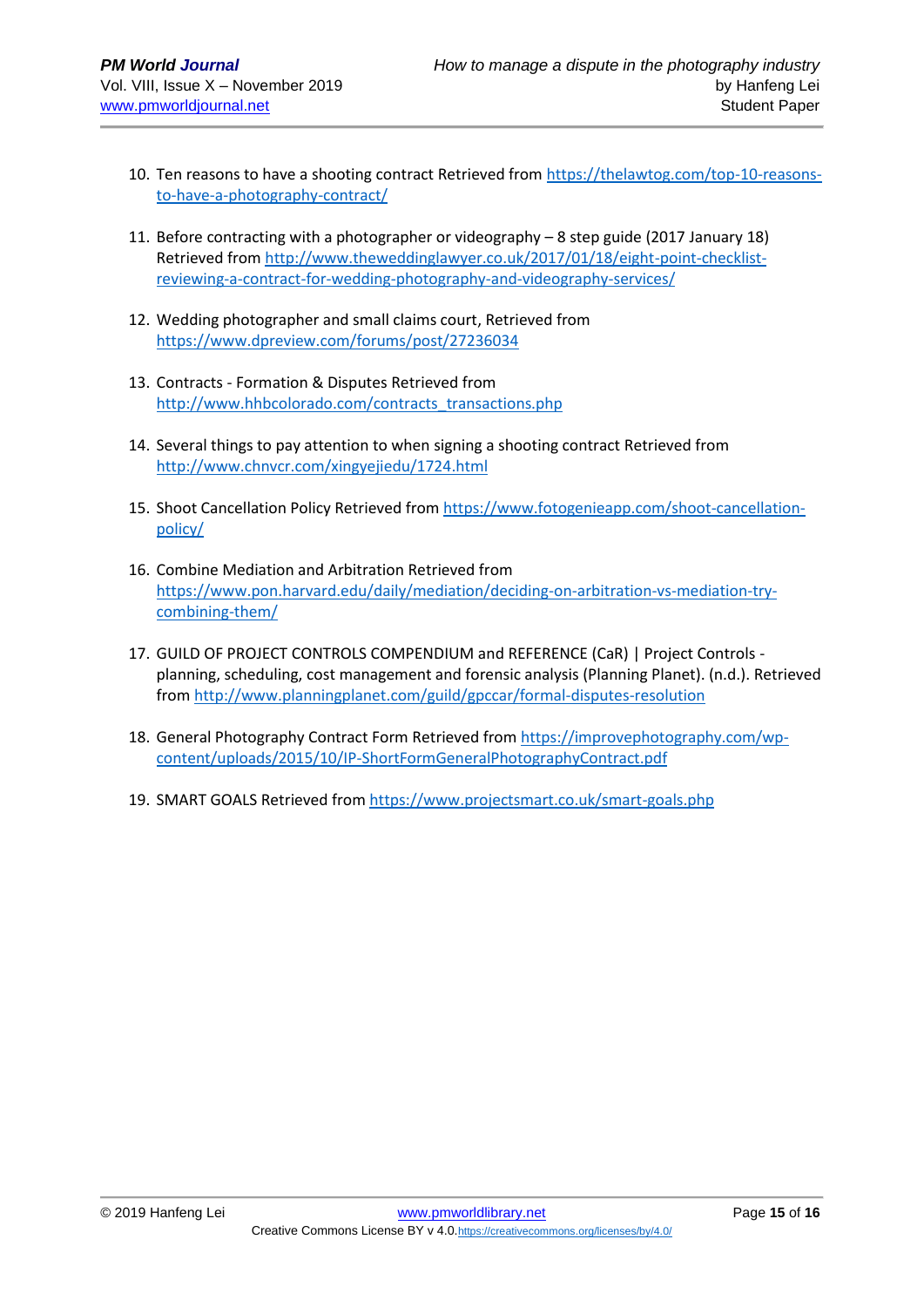10. Ten reasons to have a shooting contract Retrieved from https://thelawtog.com/top-10-reasons-to-have-a-photography-contract/

11. Before contracting with a photographer or videography – 8 step guide (2017 January 18) Retrieved from http://www.theweddinglawyer.co.uk/2017/01/18/eight-point-checklist-reviewing-a-contract-for-wedding-photography-and-videography-services/

12. Wedding photographer and small claims court, Retrieved from https://www.dpreview.com/forums/post/27236034

13. Contracts - Formation & Disputes Retrieved from http://www.hhbcolorado.com/contracts_transactions.php

14. Several things to pay attention to when signing a shooting contract Retrieved from http://www.chnvcr.com/xingyejiedu/1724.html

15. Shoot Cancellation Policy Retrieved from https://www.fotogenieapp.com/shoot-cancellation-policy/

16. Combine Mediation and Arbitration Retrieved from https://www.pon.harvard.edu/daily/mediation/deciding-on-arbitration-vs-mediation-try-combining-them/

17. GUILD OF PROJECT CONTROLS COMPENDIUM and REFERENCE (CaR) | Project Controls - planning, scheduling, cost management and forensic analysis (Planning Planet). (n.d.). Retrieved from http://www.planningplanet.com/guild/gpccar/formal-disputes-resolution

18. General Photography Contract Form Retrieved from https://improvephotography.com/wp-content/uploads/2015/10/IP-ShortFormGeneralPhotographyContract.pdf

19. SMART GOALS Retrieved from https://www.projectsmart.co.uk/smart-goals.php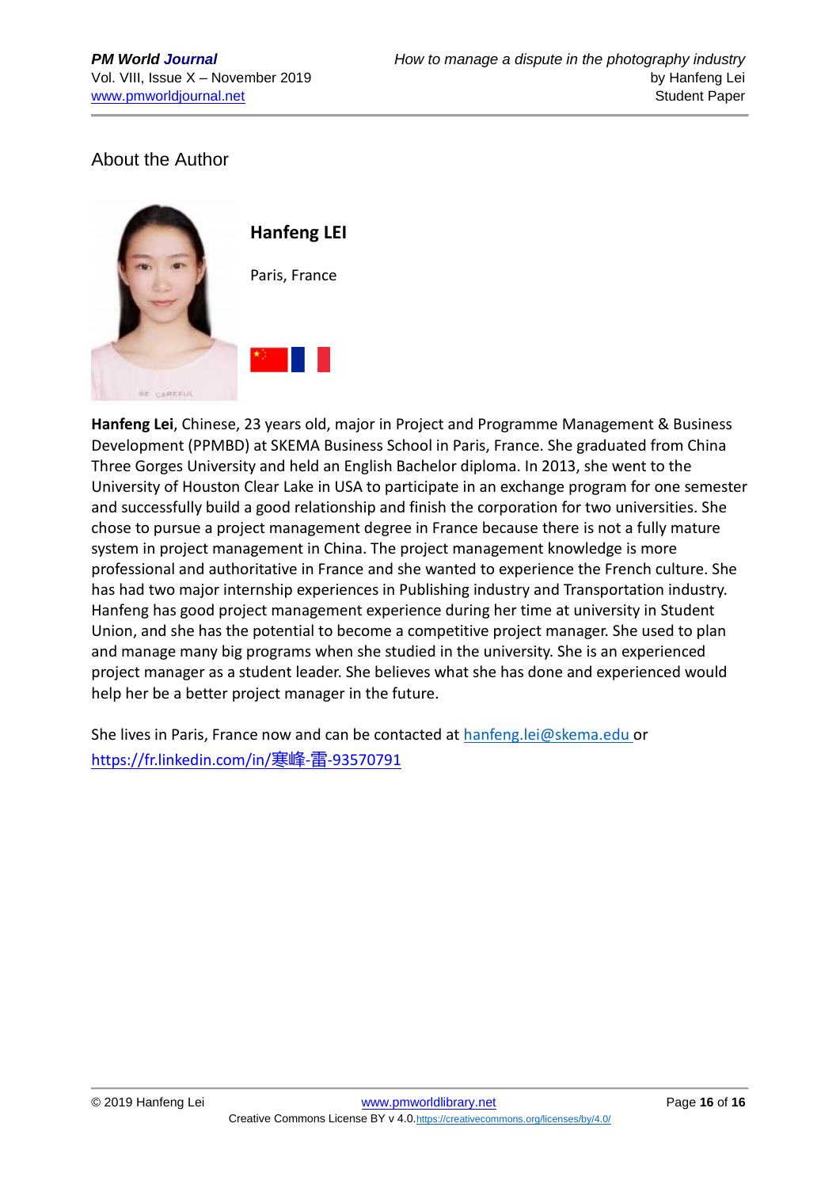## About the Author

**Hanfeng LEI**

Paris, France

**Hanfeng Lei**, Chinese, 23 years old, major in Project and Programme Management & Business Development (PPMBD) at SKEMA Business School in Paris, France. She graduated from China Three Gorges University and held an English Bachelor diploma. In 2013, she went to the University of Houston Clear Lake in USA to participate in an exchange program for one semester and successfully build a good relationship and finish the corporation for two universities. She chose to pursue a project management degree in France because there is not a fully mature system in project management in China. The project management knowledge is more professional and authoritative in France and she wanted to experience the French culture. She has had two major internship experiences in Publishing industry and Transportation industry. Hanfeng has good project management experience during her time at university in Student Union, and she has the potential to become a competitive project manager. She used to plan and manage many big programs when she studied in the university. She is an experienced project manager as a student leader. She believes what she has done and experienced would help her be a better project manager in the future.

She lives in Paris, France now and can be contacted at hanfeng.lei@skema.edu or https://fr.linkedin.com/in/寒峰-雷-93570791